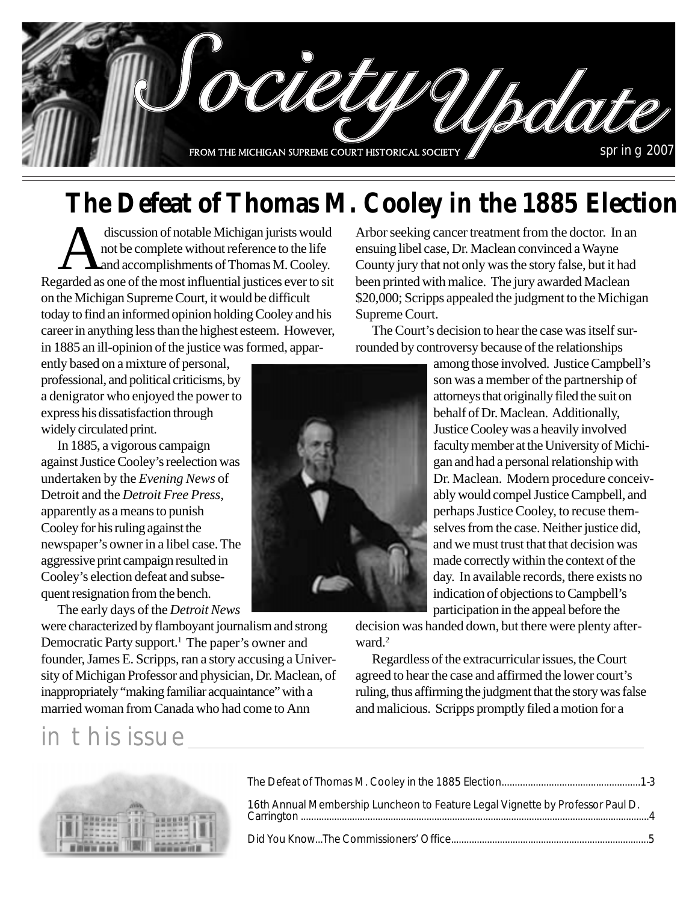# Society Update

FROM THE MICHIGAN SUPREME COURT HISTORICAL SOCIETY

spring 2007

## The Defeat of Thomas M. Cooley in the 1885 Election

A discussion of notable Michigan jurists would not be complete without reference to the life and accomplishments of Thomas M. Cooley. Regarded as one of the most influential justices ever to sit on the Michigan Supreme Court, it would be difficult today to find an informed opinion holding Cooley and his career in anything less than the highest esteem. However, in 1885 an ill-opinion of the justice was formed, apparently based on a mixture of personal, professional, and political criticisms, by a denigrator who enjoyed the power to express his dissatisfaction through widely circulated print.

In 1885, a vigorous campaign against Justice Cooley's reelection was undertaken by the *Evening News* of Detroit and the *Detroit Free Press,* apparently as a means to punish Cooley for his ruling against the newspaper's owner in a libel case. The aggressive print campaign resulted in Cooley's election defeat and subsequent resignation from the bench.

The early days of the *Detroit News* were characterized by flamboyant journalism and strong Democratic Party support.[1] The paper's owner and founder, James E. Scripps, ran a story accusing a University of Michigan Professor and physician, Dr. Maclean, of inappropriately "making familiar acquaintance" with a married woman from Canada who had come to Ann Arbor seeking cancer treatment from the doctor. In an ensuing libel case, Dr. Maclean convinced a Wayne County jury that not only was the story false, but it had been printed with malice. The jury awarded Maclean $20,000; Scripps appealed the judgment to the Michigan Supreme Court.

The Court's decision to hear the case was itself surrounded by controversy because of the relationships among those involved. Justice Campbell's son was a member of the partnership of attorneys that originally filed the suit on behalf of Dr. Maclean. Additionally, Justice Cooley was a heavily involved faculty member at the University of Michigan and had a personal relationship with Dr. Maclean. Modern procedure conceivably would compel Justice Campbell, and perhaps Justice Cooley, to recuse themselves from the case. Neither justice did, and we must trust that that decision was made correctly within the context of the day. In available records, there exists no indication of objections to Campbell's participation in the appeal before the decision was handed down, but there were plenty afterward.[2]

Regardless of the extracurricular issues, the Court agreed to hear the case and affirmed the lower court's ruling, thus affirming the judgment that the story was false and malicious. Scripps promptly filed a motion for a

## in this issue

The Defeat of Thomas M. Cooley in the 1885 Election......1-3

16th Annual Membership Luncheon to Feature Legal Vignette by Professor Paul D. Carrington......4

Did You Know...The Commissioners' Office......5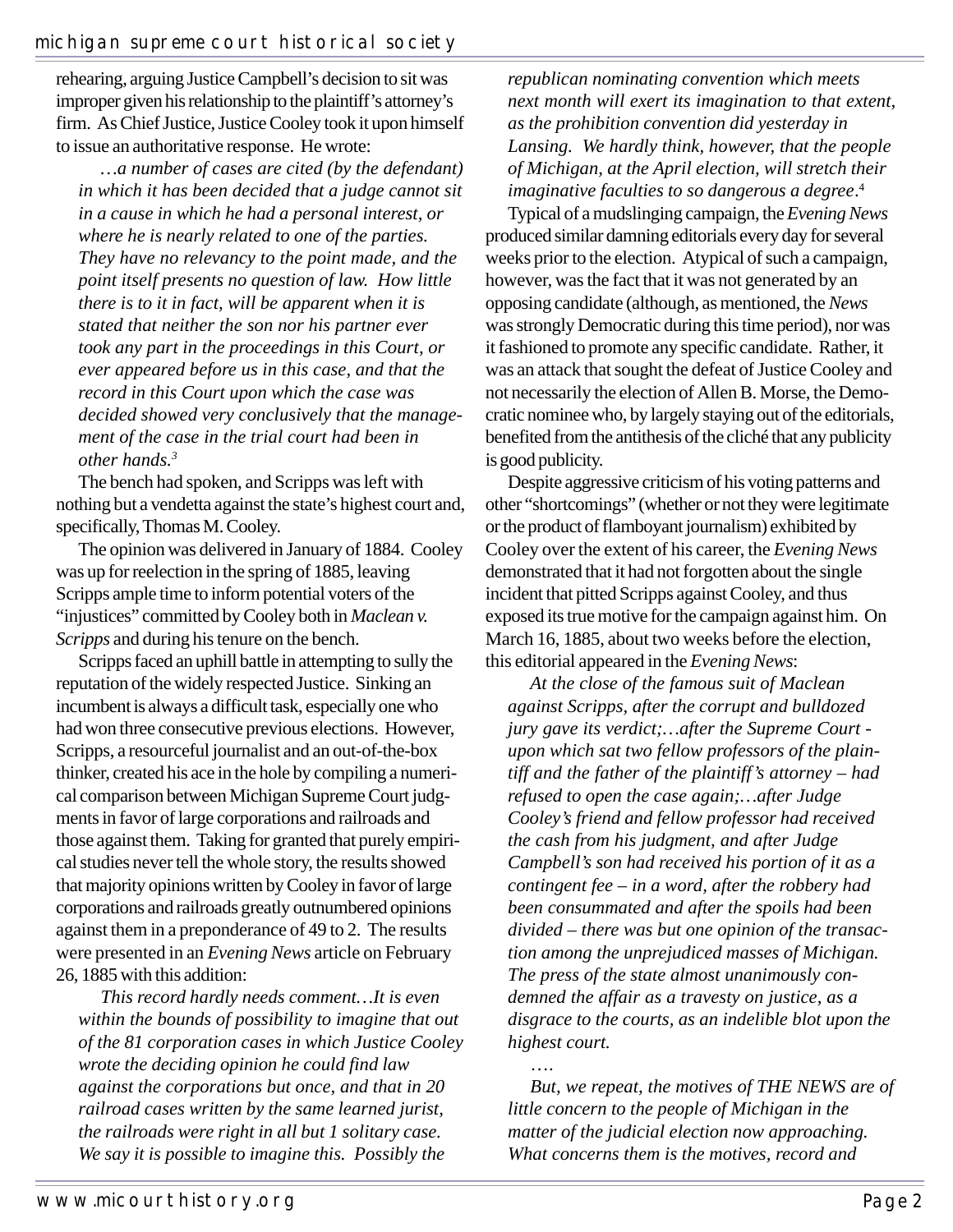rehearing, arguing Justice Campbell's decision to sit was improper given his relationship to the plaintiff's attorney's firm. As Chief Justice, Justice Cooley took it upon himself to issue an authoritative response. He wrote:

> *…a number of cases are cited (by the defendant) in which it has been decided that a judge cannot sit in a cause in which he had a personal interest, or where he is nearly related to one of the parties. They have no relevancy to the point made, and the point itself presents no question of law. How little there is to it in fact, will be apparent when it is stated that neither the son nor his partner ever took any part in the proceedings in this Court, or ever appeared before us in this case, and that the record in this Court upon which the case was decided showed very conclusively that the management of the case in the trial court had been in other hands.*[3]

The bench had spoken, and Scripps was left with nothing but a vendetta against the state's highest court and, specifically, Thomas M. Cooley.

The opinion was delivered in January of 1884. Cooley was up for reelection in the spring of 1885, leaving Scripps ample time to inform potential voters of the "injustices" committed by Cooley both in *Maclean v. Scripps* and during his tenure on the bench.

Scripps faced an uphill battle in attempting to sully the reputation of the widely respected Justice. Sinking an incumbent is always a difficult task, especially one who had won three consecutive previous elections. However, Scripps, a resourceful journalist and an out-of-the-box thinker, created his ace in the hole by compiling a numerical comparison between Michigan Supreme Court judgments in favor of large corporations and railroads and those against them. Taking for granted that purely empirical studies never tell the whole story, the results showed that majority opinions written by Cooley in favor of large corporations and railroads greatly outnumbered opinions against them in a preponderance of 49 to 2. The results were presented in an *Evening News* article on February 26, 1885 with this addition:

> *This record hardly needs comment…It is even within the bounds of possibility to imagine that out of the 81 corporation cases in which Justice Cooley wrote the deciding opinion he could find law against the corporations but once, and that in 20 railroad cases written by the same learned jurist, the railroads were right in all but 1 solitary case. We say it is possible to imagine this. Possibly the republican nominating convention which meets next month will exert its imagination to that extent, as the prohibition convention did yesterday in Lansing. We hardly think, however, that the people of Michigan, at the April election, will stretch their imaginative faculties to so dangerous a degree.*[4]

Typical of a mudslinging campaign, the *Evening News* produced similar damning editorials every day for several weeks prior to the election. Atypical of such a campaign, however, was the fact that it was not generated by an opposing candidate (although, as mentioned, the *News* was strongly Democratic during this time period), nor was it fashioned to promote any specific candidate. Rather, it was an attack that sought the defeat of Justice Cooley and not necessarily the election of Allen B. Morse, the Democratic nominee who, by largely staying out of the editorials, benefited from the antithesis of the cliché that any publicity is good publicity.

Despite aggressive criticism of his voting patterns and other "shortcomings" (whether or not they were legitimate or the product of flamboyant journalism) exhibited by Cooley over the extent of his career, the *Evening News* demonstrated that it had not forgotten about the single incident that pitted Scripps against Cooley, and thus exposed its true motive for the campaign against him. On March 16, 1885, about two weeks before the election, this editorial appeared in the *Evening News*:

> *At the close of the famous suit of Maclean against Scripps, after the corrupt and bulldozed jury gave its verdict;…after the Supreme Court - upon which sat two fellow professors of the plaintiff and the father of the plaintiff's attorney – had refused to open the case again;…after Judge Cooley's friend and fellow professor had received the cash from his judgment, and after Judge Campbell's son had received his portion of it as a contingent fee – in a word, after the robbery had been consummated and after the spoils had been divided – there was but one opinion of the transaction among the unprejudiced masses of Michigan. The press of the state almost unanimously condemned the affair as a travesty on justice, as a disgrace to the courts, as an indelible blot upon the highest court.*
>
> *….*
>
> *But, we repeat, the motives of THE NEWS are of little concern to the people of Michigan in the matter of the judicial election now approaching. What concerns them is the motives, record and*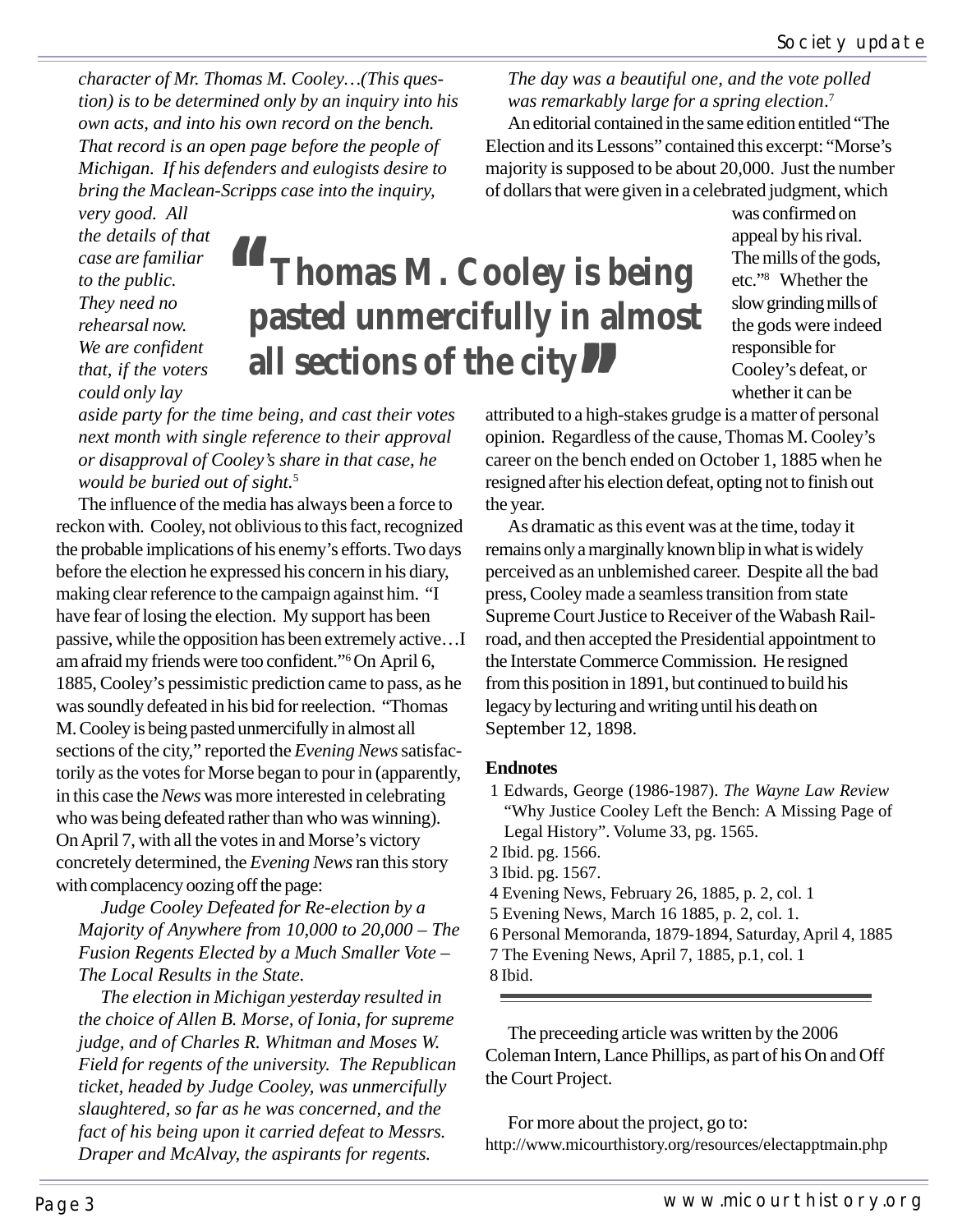*character of Mr. Thomas M. Cooley…(This question) is to be determined only by an inquiry into his own acts, and into his own record on the bench. That record is an open page before the people of Michigan. If his defenders and eulogists desire to bring the Maclean-Scripps case into the inquiry, very good. All the details of that case are familiar to the public. They need no rehearsal now. We are confident that, if the voters could only lay aside party for the time being, and cast their votes next month with single reference to their approval or disapproval of Cooley's share in that case, he would be buried out of sight.*[5]

> **"Thomas M. Cooley is being pasted unmercifully in almost all sections of the city"**

The influence of the media has always been a force to reckon with. Cooley, not oblivious to this fact, recognized the probable implications of his enemy's efforts. Two days before the election he expressed his concern in his diary, making clear reference to the campaign against him. "I have fear of losing the election. My support has been passive, while the opposition has been extremely active…I am afraid my friends were too confident."[6] On April 6, 1885, Cooley's pessimistic prediction came to pass, as he was soundly defeated in his bid for reelection. "Thomas M. Cooley is being pasted unmercifully in almost all sections of the city," reported the *Evening News* satisfactorily as the votes for Morse began to pour in (apparently, in this case the *News* was more interested in celebrating who was being defeated rather than who was winning). On April 7, with all the votes in and Morse's victory concretely determined, the *Evening News* ran this story with complacency oozing off the page:

*Judge Cooley Defeated for Re-election by a Majority of Anywhere from 10,000 to 20,000 – The Fusion Regents Elected by a Much Smaller Vote – The Local Results in the State.*

*The election in Michigan yesterday resulted in the choice of Allen B. Morse, of Ionia, for supreme judge, and of Charles R. Whitman and Moses W. Field for regents of the university. The Republican ticket, headed by Judge Cooley, was unmercifully slaughtered, so far as he was concerned, and the fact of his being upon it carried defeat to Messrs. Draper and McAlvay, the aspirants for regents. The day was a beautiful one, and the vote polled was remarkably large for a spring election.*[7]

An editorial contained in the same edition entitled "The Election and its Lessons" contained this excerpt: "Morse's majority is supposed to be about 20,000. Just the number of dollars that were given in a celebrated judgment, which was confirmed on appeal by his rival. The mills of the gods, etc."[8] Whether the slow grinding mills of the gods were indeed responsible for Cooley's defeat, or whether it can be attributed to a high-stakes grudge is a matter of personal opinion. Regardless of the cause, Thomas M. Cooley's career on the bench ended on October 1, 1885 when he resigned after his election defeat, opting not to finish out the year.

As dramatic as this event was at the time, today it remains only a marginally known blip in what is widely perceived as an unblemished career. Despite all the bad press, Cooley made a seamless transition from state Supreme Court Justice to Receiver of the Wabash Railroad, and then accepted the Presidential appointment to the Interstate Commerce Commission. He resigned from this position in 1891, but continued to build his legacy by lecturing and writing until his death on September 12, 1898.

**Endnotes**

1 Edwards, George (1986-1987). *The Wayne Law Review* "Why Justice Cooley Left the Bench: A Missing Page of Legal History". Volume 33, pg. 1565.
2 Ibid. pg. 1566.
3 Ibid. pg. 1567.
4 Evening News, February 26, 1885, p. 2, col. 1
5 Evening News, March 16 1885, p. 2, col. 1.
6 Personal Memoranda, 1879-1894, Saturday, April 4, 1885
7 The Evening News, April 7, 1885, p.1, col. 1
8 Ibid.

---

The preceeding article was written by the 2006 Coleman Intern, Lance Phillips, as part of his On and Off the Court Project.

For more about the project, go to:
http://www.micourthistory.org/resources/electapptmain.php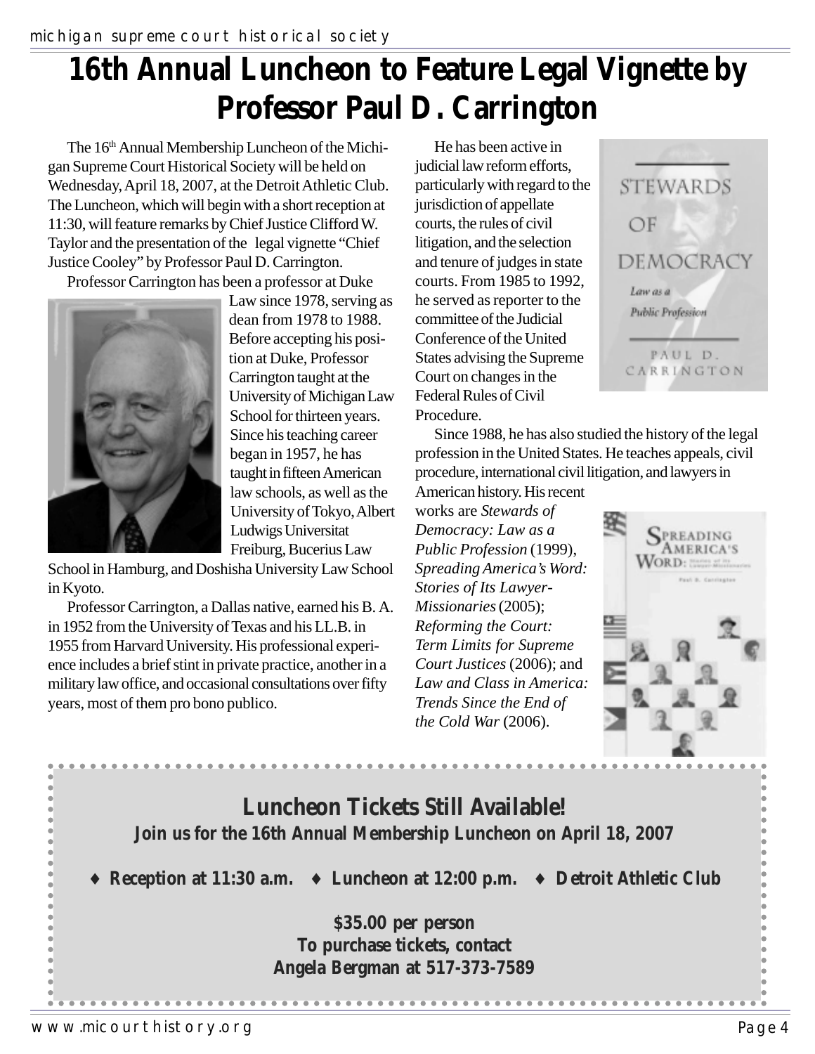# 16th Annual Luncheon to Feature Legal Vignette by Professor Paul D. Carrington

The 16th Annual Membership Luncheon of the Michigan Supreme Court Historical Society will be held on Wednesday, April 18, 2007, at the Detroit Athletic Club. The Luncheon, which will begin with a short reception at 11:30, will feature remarks by Chief Justice Clifford W. Taylor and the presentation of the legal vignette "Chief Justice Cooley" by Professor Paul D. Carrington.

Professor Carrington has been a professor at Duke Law since 1978, serving as dean from 1978 to 1988. Before accepting his position at Duke, Professor Carrington taught at the University of Michigan Law School for thirteen years. Since his teaching career began in 1957, he has taught in fifteen American law schools, as well as the University of Tokyo, Albert Ludwigs Universitat Freiburg, Bucerius Law School in Hamburg, and Doshisha University Law School in Kyoto.

Professor Carrington, a Dallas native, earned his B. A. in 1952 from the University of Texas and his LL.B. in 1955 from Harvard University. His professional experience includes a brief stint in private practice, another in a military law office, and occasional consultations over fifty years, most of them pro bono publico.

He has been active in judicial law reform efforts, particularly with regard to the jurisdiction of appellate courts, the rules of civil litigation, and the selection and tenure of judges in state courts. From 1985 to 1992, he served as reporter to the committee of the Judicial Conference of the United States advising the Supreme Court on changes in the Federal Rules of Civil Procedure.

Since 1988, he has also studied the history of the legal profession in the United States. He teaches appeals, civil procedure, international civil litigation, and lawyers in American history. His recent works are *Stewards of Democracy: Law as a Public Profession* (1999), *Spreading America's Word: Stories of Its Lawyer-Missionaries* (2005); *Reforming the Court: Term Limits for Supreme Court Justices* (2006); and *Law and Class in America: Trends Since the End of the Cold War* (2006).

## Luncheon Tickets Still Available!

**Join us for the 16th Annual Membership Luncheon on April 18, 2007**

**♦ Reception at 11:30 a.m. ♦ Luncheon at 12:00 p.m. ♦ Detroit Athletic Club**

**$35.00 per person**
**To purchase tickets, contact**
**Angela Bergman at 517-373-7589**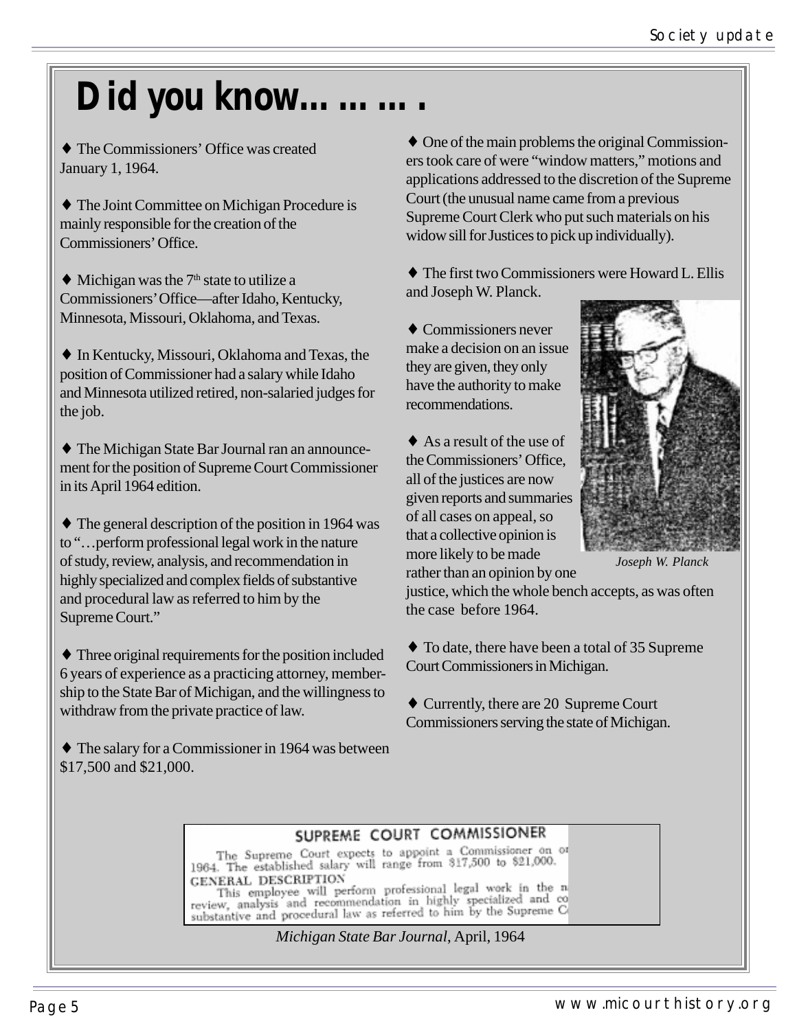# Did you know……….

♦ The Commissioners' Office was created January 1, 1964.

♦ The Joint Committee on Michigan Procedure is mainly responsible for the creation of the Commissioners' Office.

♦ Michigan was the 7th state to utilize a Commissioners' Office—after Idaho, Kentucky, Minnesota, Missouri, Oklahoma, and Texas.

♦ In Kentucky, Missouri, Oklahoma and Texas, the position of Commissioner had a salary while Idaho and Minnesota utilized retired, non-salaried judges for the job.

♦ The Michigan State Bar Journal ran an announcement for the position of Supreme Court Commissioner in its April 1964 edition.

♦ The general description of the position in 1964 was to "…perform professional legal work in the nature of study, review, analysis, and recommendation in highly specialized and complex fields of substantive and procedural law as referred to him by the Supreme Court."

♦ Three original requirements for the position included 6 years of experience as a practicing attorney, membership to the State Bar of Michigan, and the willingness to withdraw from the private practice of law.

♦ The salary for a Commissioner in 1964 was between $17,500 and $21,000.

♦ One of the main problems the original Commissioners took care of were "window matters," motions and applications addressed to the discretion of the Supreme Court (the unusual name came from a previous Supreme Court Clerk who put such materials on his widow sill for Justices to pick up individually).

♦ The first two Commissioners were Howard L. Ellis and Joseph W. Planck.

♦ Commissioners never make a decision on an issue they are given, they only have the authority to make recommendations.

*Joseph W. Planck*

♦ As a result of the use of the Commissioners' Office, all of the justices are now given reports and summaries of all cases on appeal, so that a collective opinion is more likely to be made rather than an opinion by one justice, which the whole bench accepts, as was often the case before 1964.

♦ To date, there have been a total of 35 Supreme Court Commissioners in Michigan.

♦ Currently, there are 20 Supreme Court Commissioners serving the state of Michigan.

**SUPREME COURT COMMISSIONER**

The Supreme Court expects to appoint a Commissioner on or 1964. The established salary will range from $17,500 to $21,000.

GENERAL DESCRIPTION

This employee will perform professional legal work in the n review, analysis and recommendation in highly specialized and co substantive and procedural law as referred to him by the Supreme C

*Michigan State Bar Journal*, April, 1964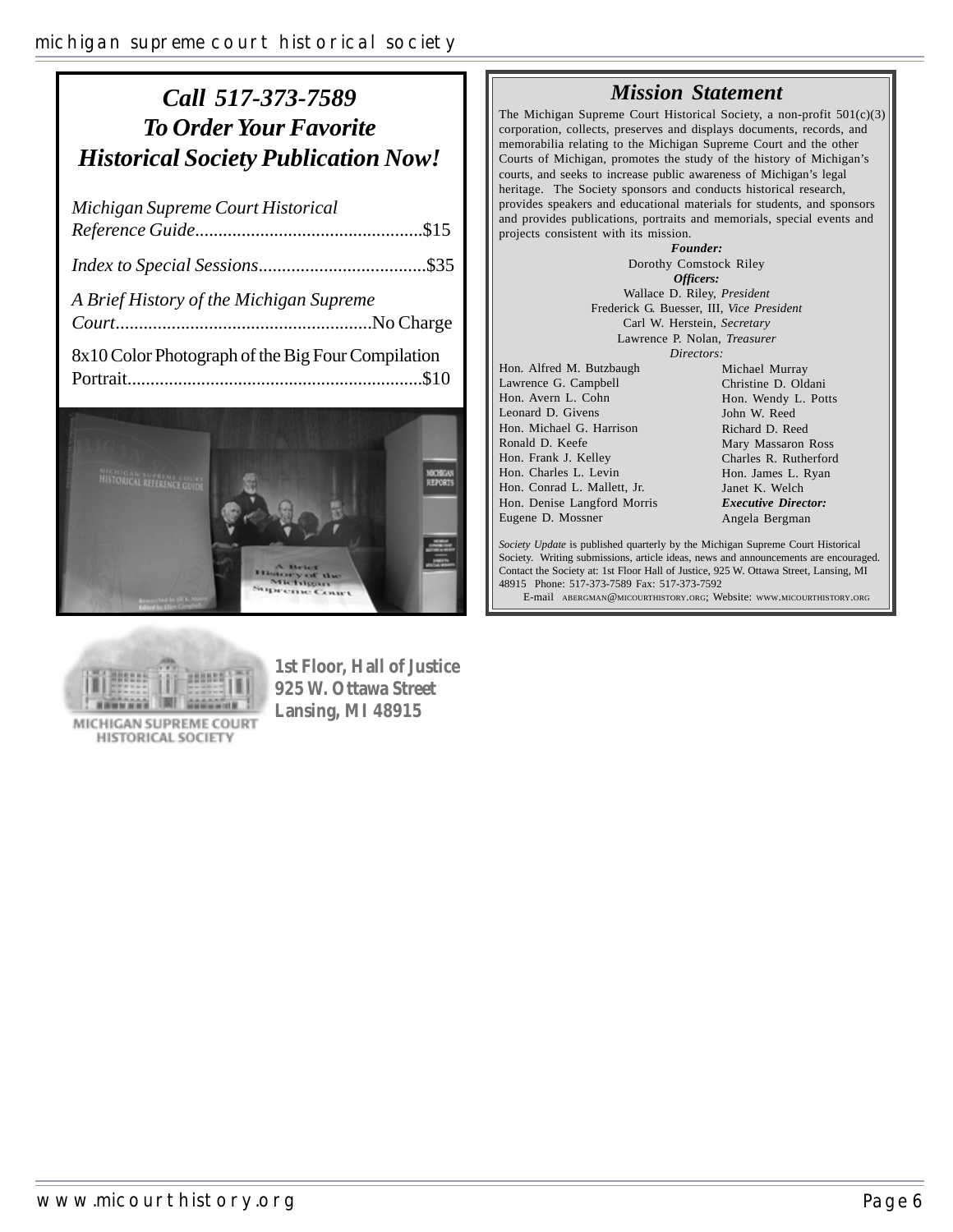## *Call 517-373-7589*
## *To Order Your Favorite Historical Society Publication Now!*

*Michigan Supreme Court Historical Reference Guide*................................................$15

*Index to Special Sessions*...................................$35

*A Brief History of the Michigan Supreme Court*......................................................No Charge

8x10 Color Photograph of the Big Four Compilation Portrait..............................................................$10

## *Mission Statement*

The Michigan Supreme Court Historical Society, a non-profit 501(c)(3) corporation, collects, preserves and displays documents, records, and memorabilia relating to the Michigan Supreme Court and the other Courts of Michigan, promotes the study of the history of Michigan's courts, and seeks to increase public awareness of Michigan's legal heritage. The Society sponsors and conducts historical research, provides speakers and educational materials for students, and sponsors and provides publications, portraits and memorials, special events and projects consistent with its mission.

***Founder:***
Dorothy Comstock Riley

***Officers:***
Wallace D. Riley, *President*
Frederick G. Buesser, III, *Vice President*
Carl W. Herstein, *Secretary*
Lawrence P. Nolan, *Treasurer*

*Directors:*

Hon. Alfred M. Butzbaugh
Lawrence G. Campbell
Hon. Avern L. Cohn
Leonard D. Givens
Hon. Michael G. Harrison
Ronald D. Keefe
Hon. Frank J. Kelley
Hon. Charles L. Levin
Hon. Conrad L. Mallett, Jr.
Hon. Denise Langford Morris
Eugene D. Mossner
Michael Murray
Christine D. Oldani
Hon. Wendy L. Potts
John W. Reed
Richard D. Reed
Mary Massaron Ross
Charles R. Rutherford
Hon. James L. Ryan
Janet K. Welch

***Executive Director:***
Angela Bergman

*Society Update* is published quarterly by the Michigan Supreme Court Historical Society. Writing submissions, article ideas, news and announcements are encouraged. Contact the Society at: 1st Floor Hall of Justice, 925 W. Ottawa Street, Lansing, MI 48915 Phone: 517-373-7589 Fax: 517-373-7592
E-mail abergman@micourthistory.org; Website: www.micourthistory.org

MICHIGAN SUPREME COURT HISTORICAL SOCIETY

**1st Floor, Hall of Justice**
**925 W. Ottawa Street**
**Lansing, MI 48915**